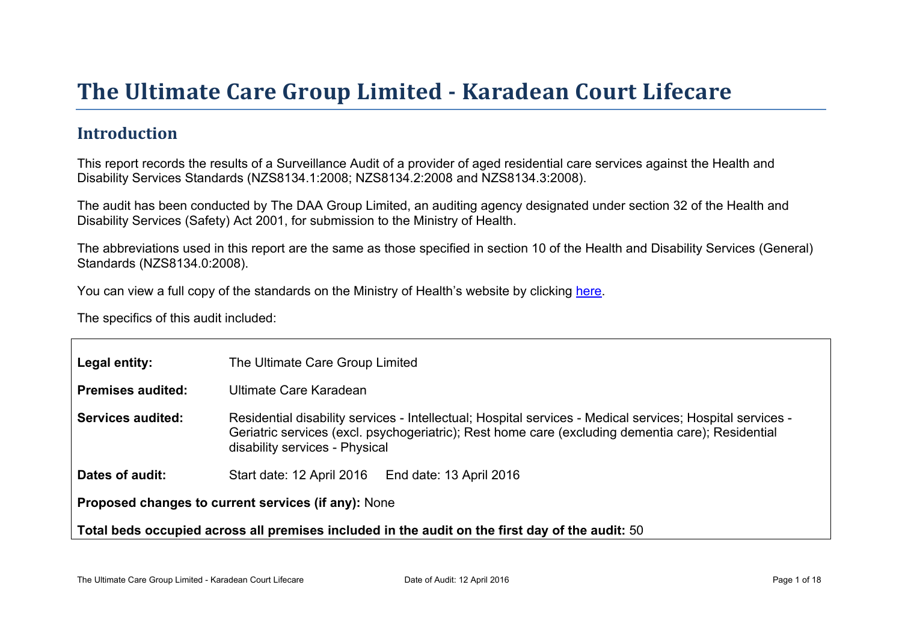# The Ultimate Care Group Limited - Karadean Court Lifecare

## Introduction

This report records the results of a Surveillance Audit of a provider of aged residential care services against the Health and Disability Services Standards (NZS8134.1:2008; NZS8134.2:2008 and NZS8134.3:2008).

The audit has been conducted by The DAA Group Limited, an auditing agency designated under section 32 of the Health and Disability Services (Safety) Act 2001, for submission to the Ministry of Health.

The abbreviations used in this report are the same as those specified in section 10 of the Health and Disability Services (General) Standards (NZS8134.0:2008).

You can view a full copy of the standards on the Ministry of Health's website by clicking here.

The specifics of this audit included:

| | |
|---|---|
| **Legal entity:** | The Ultimate Care Group Limited |
| **Premises audited:** | Ultimate Care Karadean |
| **Services audited:** | Residential disability services - Intellectual; Hospital services - Medical services; Hospital services - Geriatric services (excl. psychogeriatric); Rest home care (excluding dementia care); Residential disability services - Physical |
| **Dates of audit:** | Start date: 12 April 2016 End date: 13 April 2016 |

**Proposed changes to current services (if any):** None

**Total beds occupied across all premises included in the audit on the first day of the audit:** 50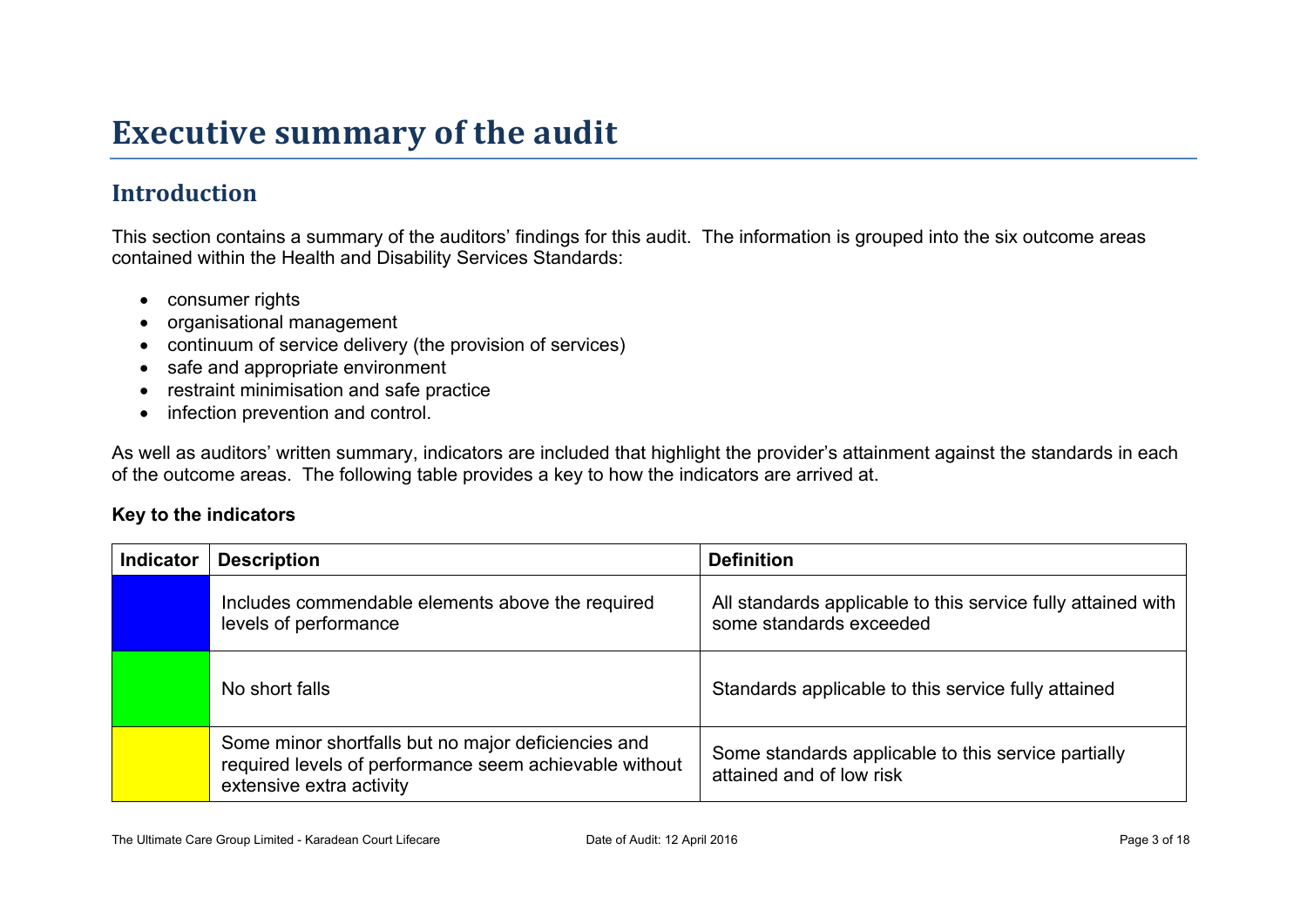# Executive summary of the audit

## Introduction

This section contains a summary of the auditors' findings for this audit. The information is grouped into the six outcome areas contained within the Health and Disability Services Standards:

- consumer rights
- organisational management
- continuum of service delivery (the provision of services)
- safe and appropriate environment
- restraint minimisation and safe practice
- infection prevention and control.

As well as auditors' written summary, indicators are included that highlight the provider's attainment against the standards in each of the outcome areas. The following table provides a key to how the indicators are arrived at.

**Key to the indicators**

| Indicator | Description | Definition |
|---|---|---|
| | Includes commendable elements above the required levels of performance | All standards applicable to this service fully attained with some standards exceeded |
| | No short falls | Standards applicable to this service fully attained |
| | Some minor shortfalls but no major deficiencies and required levels of performance seem achievable without extensive extra activity | Some standards applicable to this service partially attained and of low risk |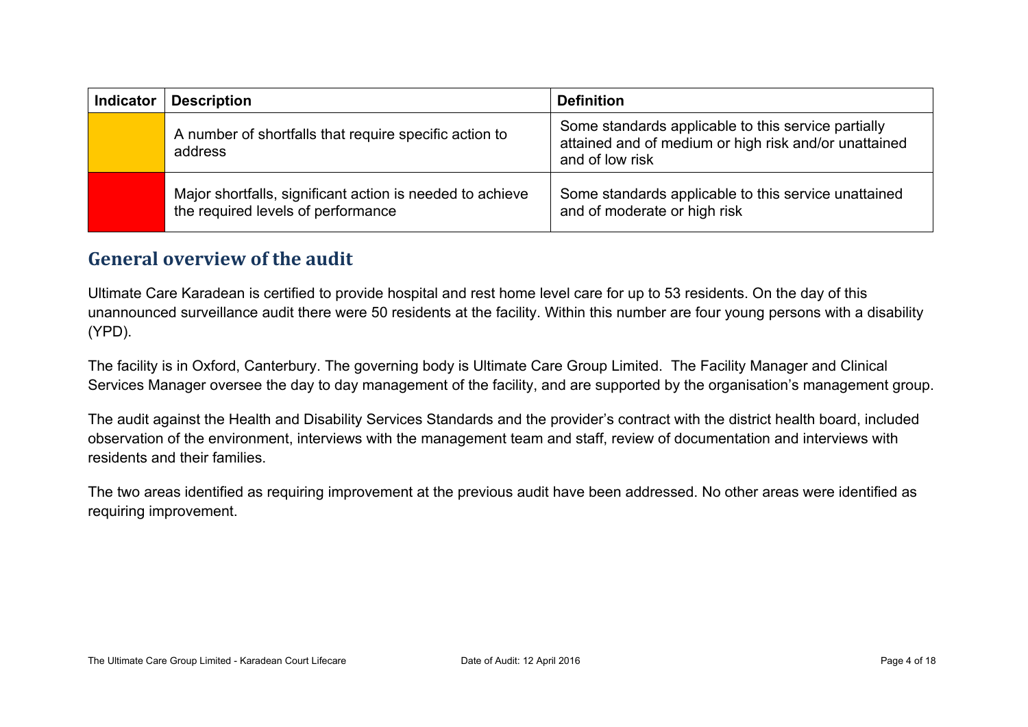| Indicator | Description | Definition |
|---|---|---|
| | A number of shortfalls that require specific action to address | Some standards applicable to this service partially attained and of medium or high risk and/or unattained and of low risk |
| | Major shortfalls, significant action is needed to achieve the required levels of performance | Some standards applicable to this service unattained and of moderate or high risk |

## General overview of the audit

Ultimate Care Karadean is certified to provide hospital and rest home level care for up to 53 residents. On the day of this unannounced surveillance audit there were 50 residents at the facility. Within this number are four young persons with a disability (YPD).

The facility is in Oxford, Canterbury. The governing body is Ultimate Care Group Limited. The Facility Manager and Clinical Services Manager oversee the day to day management of the facility, and are supported by the organisation's management group.

The audit against the Health and Disability Services Standards and the provider's contract with the district health board, included observation of the environment, interviews with the management team and staff, review of documentation and interviews with residents and their families.

The two areas identified as requiring improvement at the previous audit have been addressed. No other areas were identified as requiring improvement.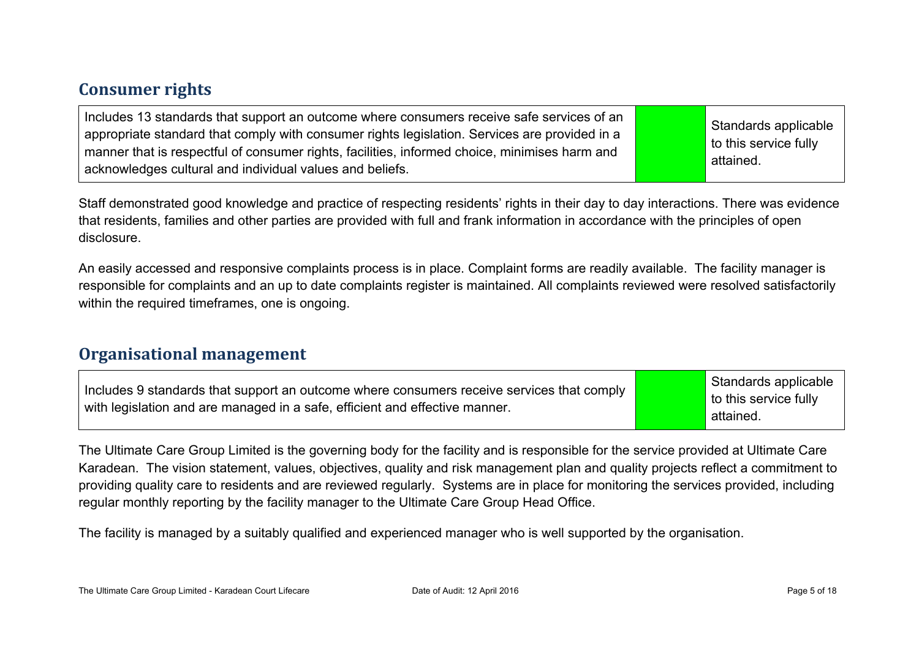## Consumer rights

| Includes 13 standards that support an outcome where consumers receive safe services of an appropriate standard that comply with consumer rights legislation. Services are provided in a manner that is respectful of consumer rights, facilities, informed choice, minimises harm and acknowledges cultural and individual values and beliefs. | | Standards applicable to this service fully attained. |
|---|---|---|

Staff demonstrated good knowledge and practice of respecting residents' rights in their day to day interactions. There was evidence that residents, families and other parties are provided with full and frank information in accordance with the principles of open disclosure.

An easily accessed and responsive complaints process is in place. Complaint forms are readily available. The facility manager is responsible for complaints and an up to date complaints register is maintained. All complaints reviewed were resolved satisfactorily within the required timeframes, one is ongoing.

## Organisational management

| Includes 9 standards that support an outcome where consumers receive services that comply with legislation and are managed in a safe, efficient and effective manner. | | Standards applicable to this service fully attained. |
|---|---|---|

The Ultimate Care Group Limited is the governing body for the facility and is responsible for the service provided at Ultimate Care Karadean. The vision statement, values, objectives, quality and risk management plan and quality projects reflect a commitment to providing quality care to residents and are reviewed regularly. Systems are in place for monitoring the services provided, including regular monthly reporting by the facility manager to the Ultimate Care Group Head Office.

The facility is managed by a suitably qualified and experienced manager who is well supported by the organisation.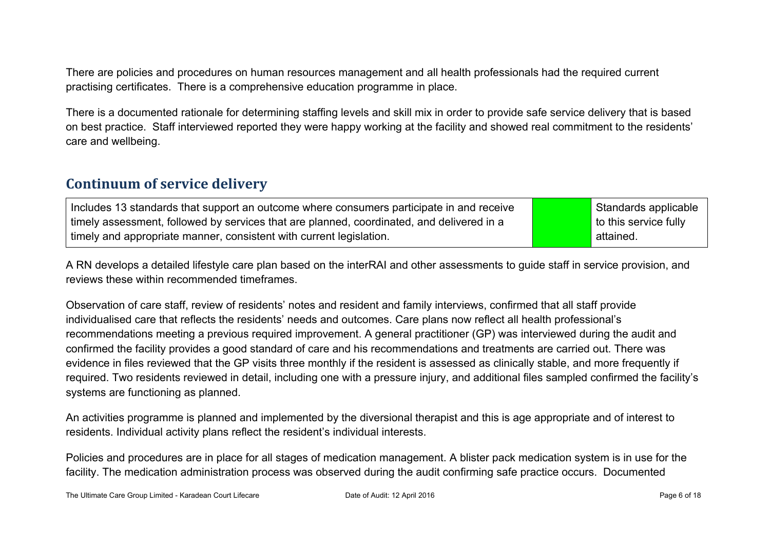There are policies and procedures on human resources management and all health professionals had the required current practising certificates. There is a comprehensive education programme in place.

There is a documented rationale for determining staffing levels and skill mix in order to provide safe service delivery that is based on best practice. Staff interviewed reported they were happy working at the facility and showed real commitment to the residents' care and wellbeing.

## Continuum of service delivery

| Includes 13 standards that support an outcome where consumers participate in and receive timely assessment, followed by services that are planned, coordinated, and delivered in a timely and appropriate manner, consistent with current legislation. | | Standards applicable to this service fully attained. |
|---|---|---|

A RN develops a detailed lifestyle care plan based on the interRAI and other assessments to guide staff in service provision, and reviews these within recommended timeframes.

Observation of care staff, review of residents' notes and resident and family interviews, confirmed that all staff provide individualised care that reflects the residents' needs and outcomes. Care plans now reflect all health professional's recommendations meeting a previous required improvement. A general practitioner (GP) was interviewed during the audit and confirmed the facility provides a good standard of care and his recommendations and treatments are carried out. There was evidence in files reviewed that the GP visits three monthly if the resident is assessed as clinically stable, and more frequently if required. Two residents reviewed in detail, including one with a pressure injury, and additional files sampled confirmed the facility's systems are functioning as planned.

An activities programme is planned and implemented by the diversional therapist and this is age appropriate and of interest to residents. Individual activity plans reflect the resident's individual interests.

Policies and procedures are in place for all stages of medication management. A blister pack medication system is in use for the facility. The medication administration process was observed during the audit confirming safe practice occurs. Documented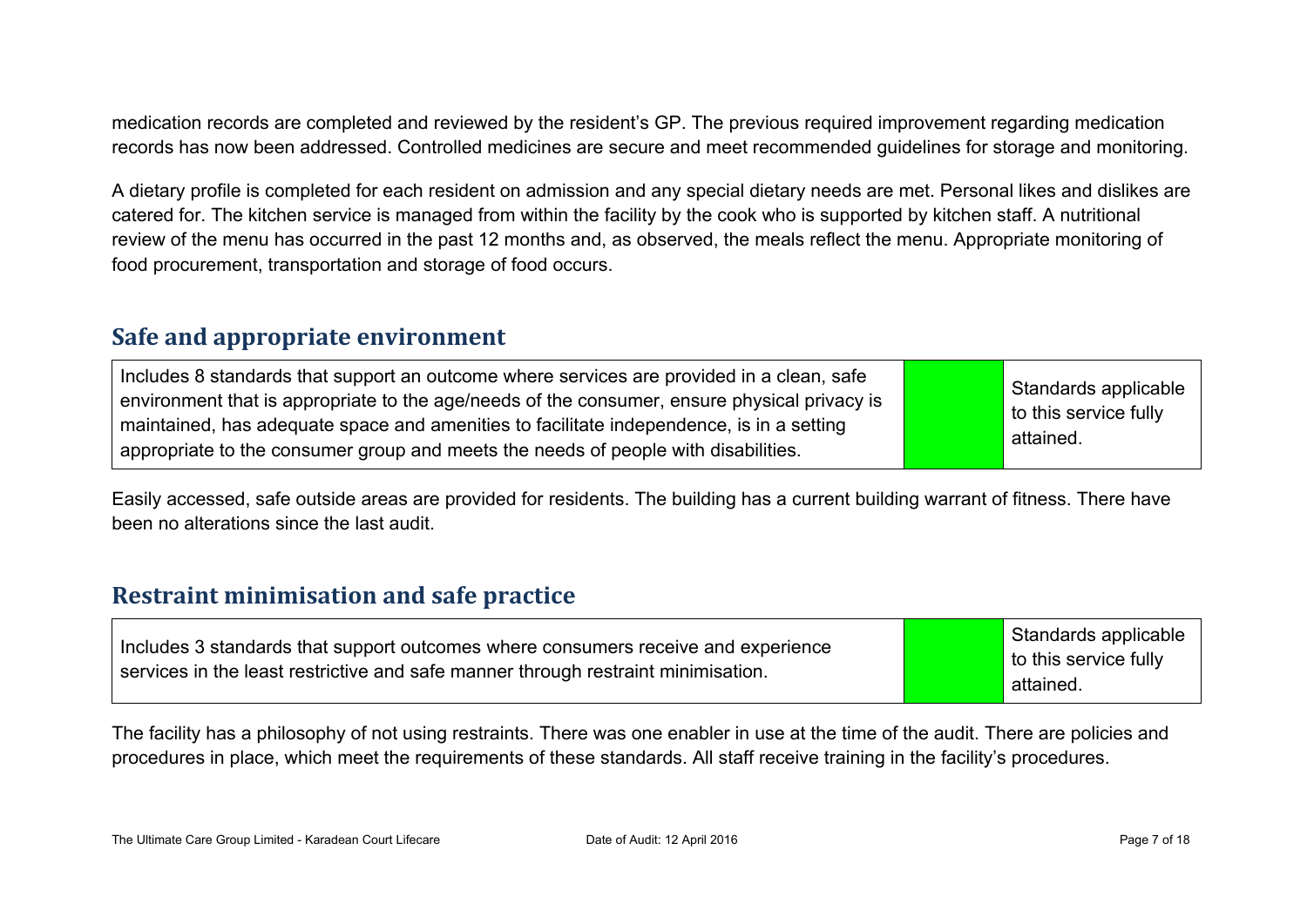medication records are completed and reviewed by the resident's GP. The previous required improvement regarding medication records has now been addressed. Controlled medicines are secure and meet recommended guidelines for storage and monitoring.

A dietary profile is completed for each resident on admission and any special dietary needs are met. Personal likes and dislikes are catered for. The kitchen service is managed from within the facility by the cook who is supported by kitchen staff. A nutritional review of the menu has occurred in the past 12 months and, as observed, the meals reflect the menu. Appropriate monitoring of food procurement, transportation and storage of food occurs.

## Safe and appropriate environment

| Includes 8 standards that support an outcome where services are provided in a clean, safe environment that is appropriate to the age/needs of the consumer, ensure physical privacy is maintained, has adequate space and amenities to facilitate independence, is in a setting appropriate to the consumer group and meets the needs of people with disabilities. | | Standards applicable to this service fully attained. |
|---|---|---|

Easily accessed, safe outside areas are provided for residents. The building has a current building warrant of fitness. There have been no alterations since the last audit.

## Restraint minimisation and safe practice

| Includes 3 standards that support outcomes where consumers receive and experience services in the least restrictive and safe manner through restraint minimisation. | | Standards applicable to this service fully attained. |
|---|---|---|

The facility has a philosophy of not using restraints. There was one enabler in use at the time of the audit. There are policies and procedures in place, which meet the requirements of these standards. All staff receive training in the facility's procedures.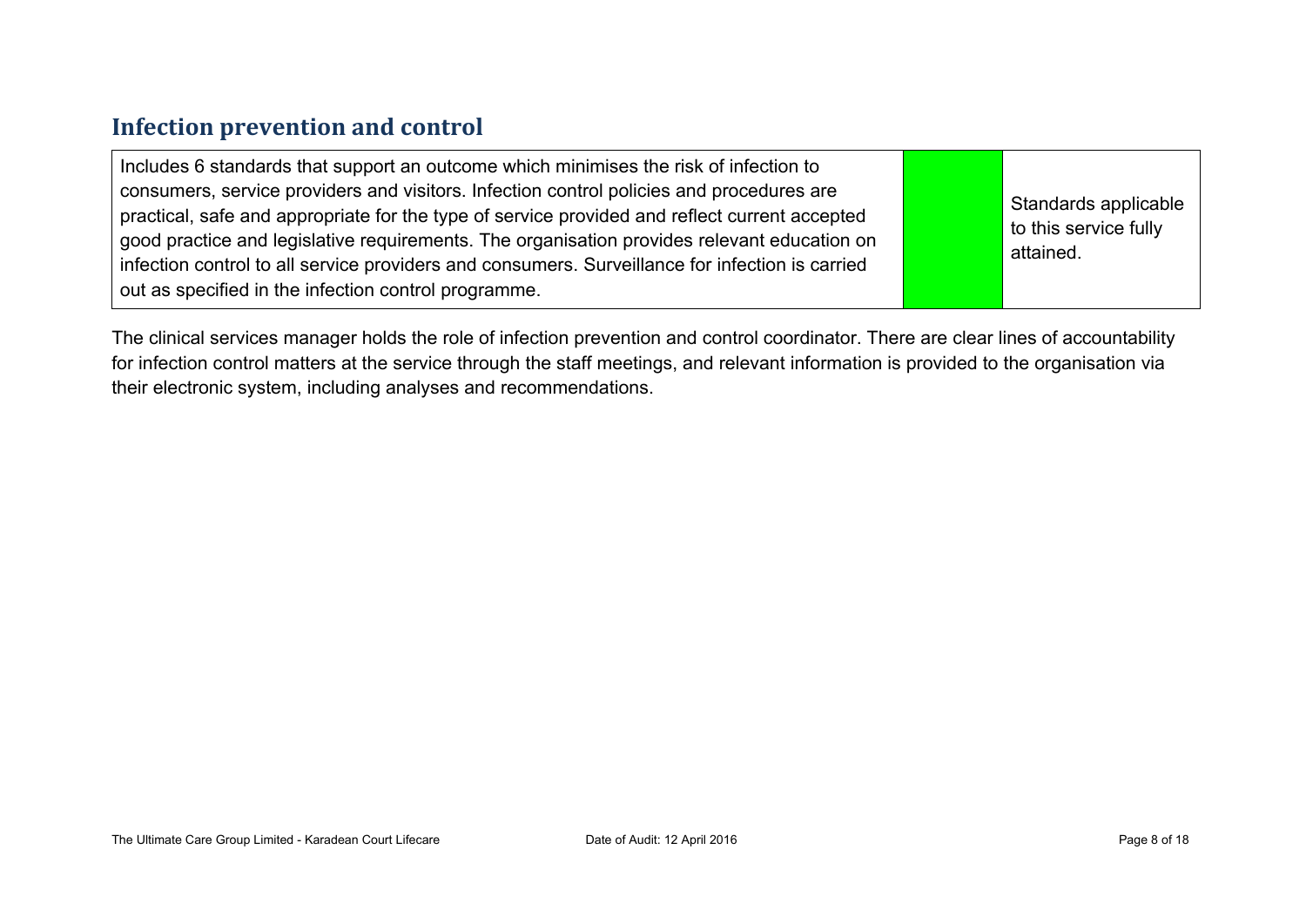## Infection prevention and control

| Includes 6 standards that support an outcome which minimises the risk of infection to consumers, service providers and visitors. Infection control policies and procedures are practical, safe and appropriate for the type of service provided and reflect current accepted good practice and legislative requirements. The organisation provides relevant education on infection control to all service providers and consumers. Surveillance for infection is carried out as specified in the infection control programme. | | Standards applicable to this service fully attained. |
|---|---|---|

The clinical services manager holds the role of infection prevention and control coordinator. There are clear lines of accountability for infection control matters at the service through the staff meetings, and relevant information is provided to the organisation via their electronic system, including analyses and recommendations.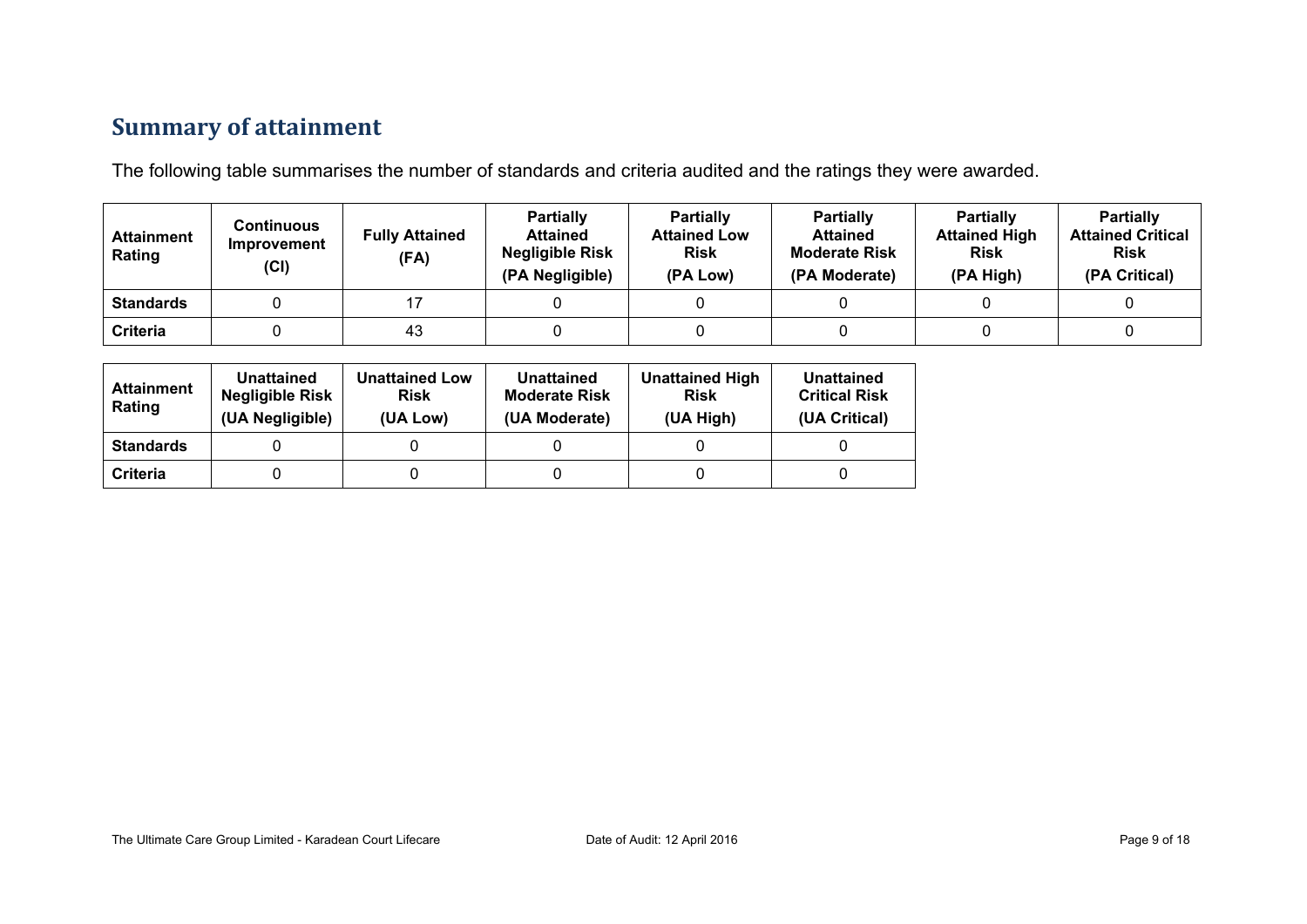## Summary of attainment

The following table summarises the number of standards and criteria audited and the ratings they were awarded.

| Attainment Rating | Continuous Improvement (CI) | Fully Attained (FA) | Partially Attained Negligible Risk (PA Negligible) | Partially Attained Low Risk (PA Low) | Partially Attained Moderate Risk (PA Moderate) | Partially Attained High Risk (PA High) | Partially Attained Critical Risk (PA Critical) |
|---|---|---|---|---|---|---|---|
| **Standards** | 0 | 17 | 0 | 0 | 0 | 0 | 0 |
| **Criteria** | 0 | 43 | 0 | 0 | 0 | 0 | 0 |

| Attainment Rating | Unattained Negligible Risk (UA Negligible) | Unattained Low Risk (UA Low) | Unattained Moderate Risk (UA Moderate) | Unattained High Risk (UA High) | Unattained Critical Risk (UA Critical) |
|---|---|---|---|---|---|
| **Standards** | 0 | 0 | 0 | 0 | 0 |
| **Criteria** | 0 | 0 | 0 | 0 | 0 |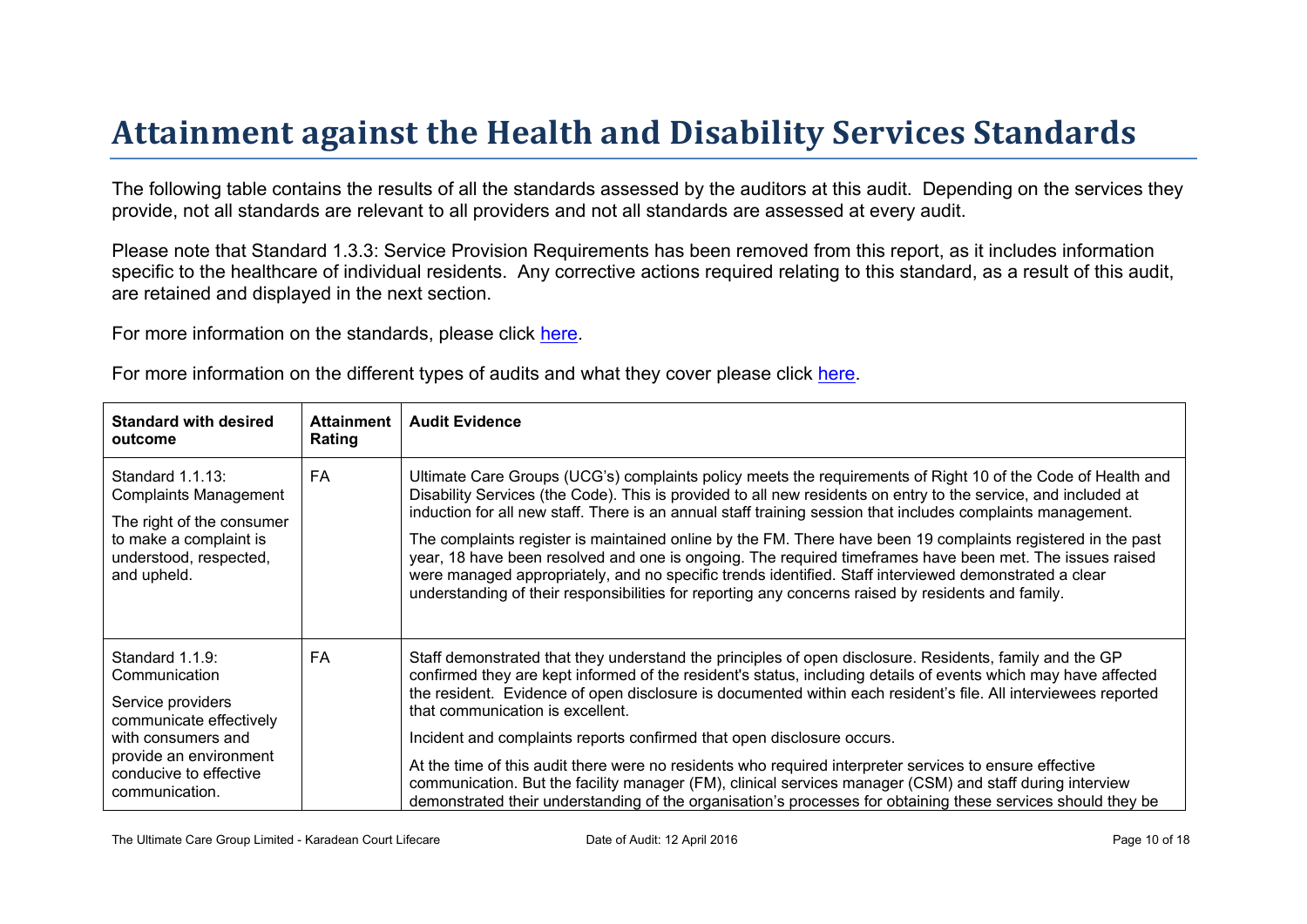# Attainment against the Health and Disability Services Standards

The following table contains the results of all the standards assessed by the auditors at this audit. Depending on the services they provide, not all standards are relevant to all providers and not all standards are assessed at every audit.

Please note that Standard 1.3.3: Service Provision Requirements has been removed from this report, as it includes information specific to the healthcare of individual residents. Any corrective actions required relating to this standard, as a result of this audit, are retained and displayed in the next section.

For more information on the standards, please click here.

For more information on the different types of audits and what they cover please click here.

| Standard with desired outcome | Attainment Rating | Audit Evidence |
|---|---|---|
| Standard 1.1.13: Complaints Management<br><br>The right of the consumer to make a complaint is understood, respected, and upheld. | FA | Ultimate Care Groups (UCG's) complaints policy meets the requirements of Right 10 of the Code of Health and Disability Services (the Code). This is provided to all new residents on entry to the service, and included at induction for all new staff. There is an annual staff training session that includes complaints management.<br><br>The complaints register is maintained online by the FM. There have been 19 complaints registered in the past year, 18 have been resolved and one is ongoing. The required timeframes have been met. The issues raised were managed appropriately, and no specific trends identified. Staff interviewed demonstrated a clear understanding of their responsibilities for reporting any concerns raised by residents and family. |
| Standard 1.1.9: Communication<br><br>Service providers communicate effectively with consumers and provide an environment conducive to effective communication. | FA | Staff demonstrated that they understand the principles of open disclosure. Residents, family and the GP confirmed they are kept informed of the resident's status, including details of events which may have affected the resident. Evidence of open disclosure is documented within each resident's file. All interviewees reported that communication is excellent.<br><br>Incident and complaints reports confirmed that open disclosure occurs.<br><br>At the time of this audit there were no residents who required interpreter services to ensure effective communication. But the facility manager (FM), clinical services manager (CSM) and staff during interview demonstrated their understanding of the organisation's processes for obtaining these services should they be |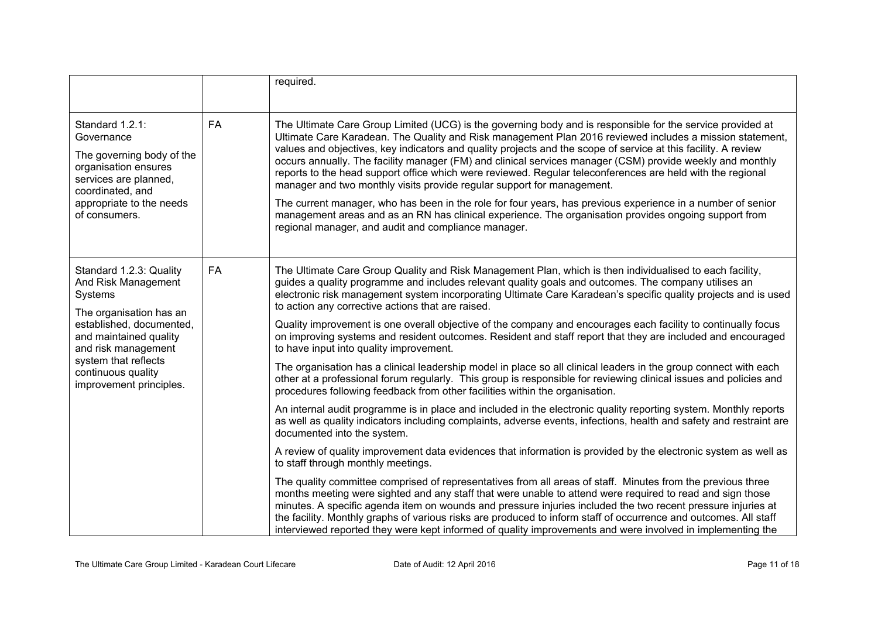| | | |
|---|---|---|
| | | required. |
| Standard 1.2.1: Governance<br><br>The governing body of the organisation ensures services are planned, coordinated, and appropriate to the needs of consumers. | FA | The Ultimate Care Group Limited (UCG) is the governing body and is responsible for the service provided at Ultimate Care Karadean. The Quality and Risk management Plan 2016 reviewed includes a mission statement, values and objectives, key indicators and quality projects and the scope of service at this facility. A review occurs annually. The facility manager (FM) and clinical services manager (CSM) provide weekly and monthly reports to the head support office which were reviewed. Regular teleconferences are held with the regional manager and two monthly visits provide regular support for management.<br><br>The current manager, who has been in the role for four years, has previous experience in a number of senior management areas and as an RN has clinical experience. The organisation provides ongoing support from regional manager, and audit and compliance manager. |
| Standard 1.2.3: Quality And Risk Management Systems<br><br>The organisation has an established, documented, and maintained quality and risk management system that reflects continuous quality improvement principles. | FA | The Ultimate Care Group Quality and Risk Management Plan, which is then individualised to each facility, guides a quality programme and includes relevant quality goals and outcomes. The company utilises an electronic risk management system incorporating Ultimate Care Karadean's specific quality projects and is used to action any corrective actions that are raised.<br><br>Quality improvement is one overall objective of the company and encourages each facility to continually focus on improving systems and resident outcomes. Resident and staff report that they are included and encouraged to have input into quality improvement.<br><br>The organisation has a clinical leadership model in place so all clinical leaders in the group connect with each other at a professional forum regularly. This group is responsible for reviewing clinical issues and policies and procedures following feedback from other facilities within the organisation.<br><br>An internal audit programme is in place and included in the electronic quality reporting system. Monthly reports as well as quality indicators including complaints, adverse events, infections, health and safety and restraint are documented into the system.<br><br>A review of quality improvement data evidences that information is provided by the electronic system as well as to staff through monthly meetings.<br><br>The quality committee comprised of representatives from all areas of staff. Minutes from the previous three months meeting were sighted and any staff that were unable to attend were required to read and sign those minutes. A specific agenda item on wounds and pressure injuries included the two recent pressure injuries at the facility. Monthly graphs of various risks are produced to inform staff of occurrence and outcomes. All staff interviewed reported they were kept informed of quality improvements and were involved in implementing the |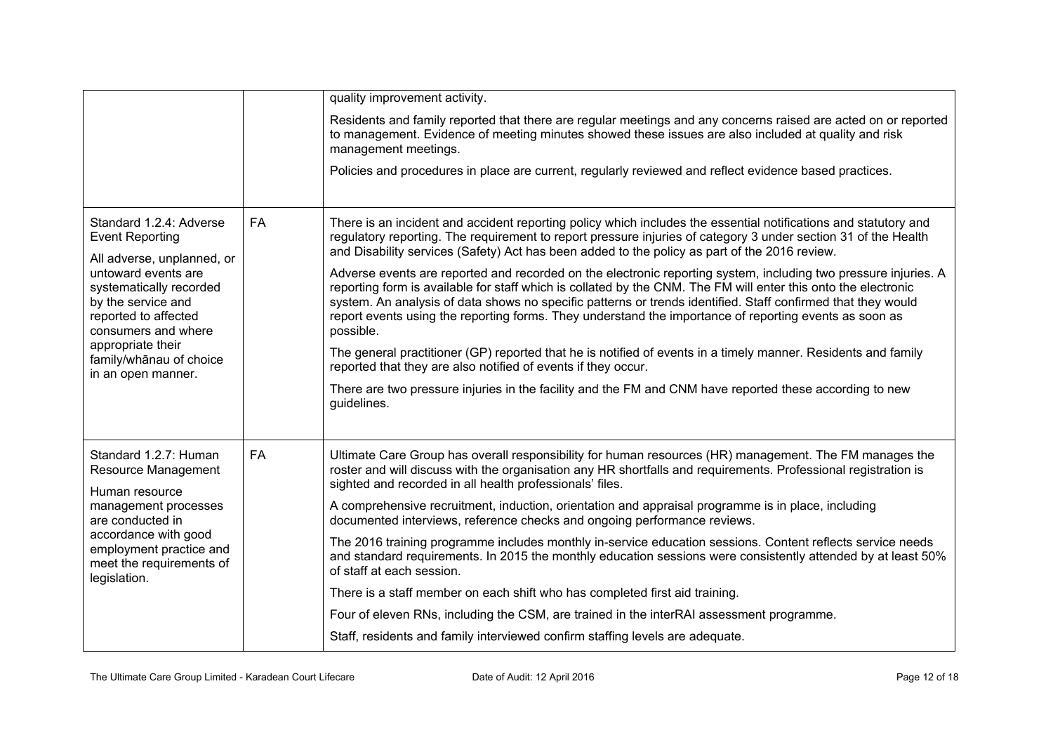| | | |
|---|---|---|
| | | quality improvement activity.<br><br>Residents and family reported that there are regular meetings and any concerns raised are acted on or reported to management. Evidence of meeting minutes showed these issues are also included at quality and risk management meetings.<br><br>Policies and procedures in place are current, regularly reviewed and reflect evidence based practices. |
| Standard 1.2.4: Adverse Event Reporting<br><br>All adverse, unplanned, or untoward events are systematically recorded by the service and reported to affected consumers and where appropriate their family/whānau of choice in an open manner. | FA | There is an incident and accident reporting policy which includes the essential notifications and statutory and regulatory reporting. The requirement to report pressure injuries of category 3 under section 31 of the Health and Disability services (Safety) Act has been added to the policy as part of the 2016 review.<br><br>Adverse events are reported and recorded on the electronic reporting system, including two pressure injuries. A reporting form is available for staff which is collated by the CNM. The FM will enter this onto the electronic system. An analysis of data shows no specific patterns or trends identified. Staff confirmed that they would report events using the reporting forms. They understand the importance of reporting events as soon as possible.<br><br>The general practitioner (GP) reported that he is notified of events in a timely manner. Residents and family reported that they are also notified of events if they occur.<br><br>There are two pressure injuries in the facility and the FM and CNM have reported these according to new guidelines. |
| Standard 1.2.7: Human Resource Management<br><br>Human resource management processes are conducted in accordance with good employment practice and meet the requirements of legislation. | FA | Ultimate Care Group has overall responsibility for human resources (HR) management. The FM manages the roster and will discuss with the organisation any HR shortfalls and requirements. Professional registration is sighted and recorded in all health professionals' files.<br><br>A comprehensive recruitment, induction, orientation and appraisal programme is in place, including documented interviews, reference checks and ongoing performance reviews.<br><br>The 2016 training programme includes monthly in-service education sessions. Content reflects service needs and standard requirements. In 2015 the monthly education sessions were consistently attended by at least 50% of staff at each session.<br><br>There is a staff member on each shift who has completed first aid training.<br><br>Four of eleven RNs, including the CSM, are trained in the interRAI assessment programme.<br><br>Staff, residents and family interviewed confirm staffing levels are adequate. |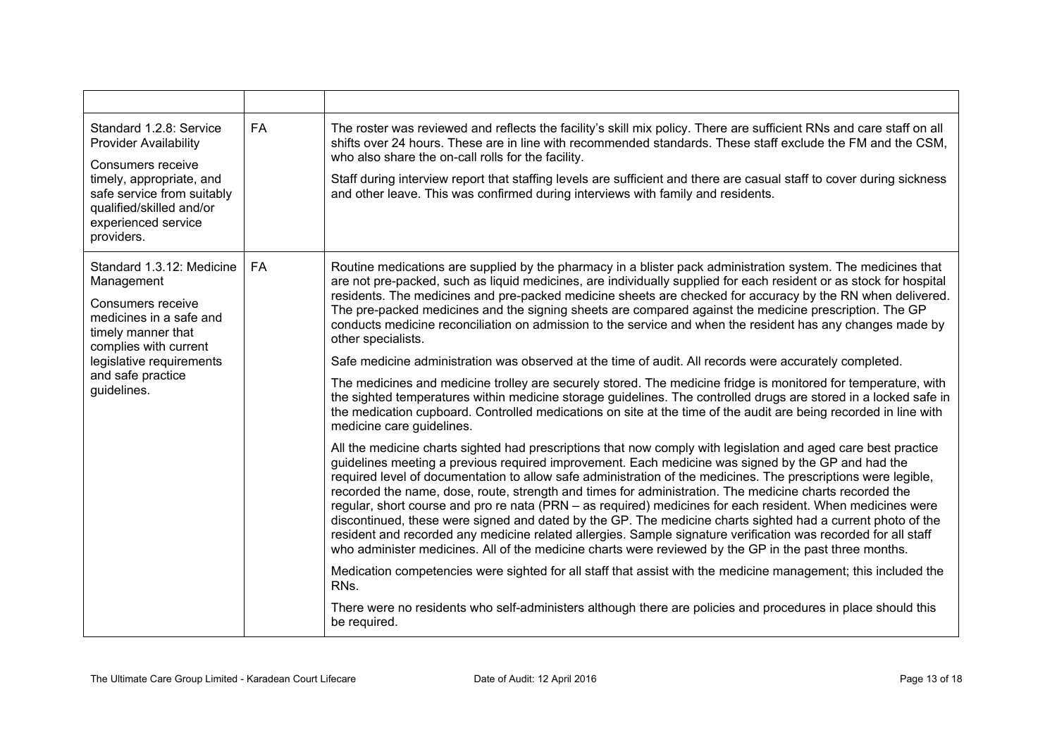| | | |
|---|---|---|
| Standard 1.2.8: Service Provider Availability<br><br>Consumers receive timely, appropriate, and safe service from suitably qualified/skilled and/or experienced service providers. | FA | The roster was reviewed and reflects the facility's skill mix policy. There are sufficient RNs and care staff on all shifts over 24 hours. These are in line with recommended standards. These staff exclude the FM and the CSM, who also share the on-call rolls for the facility.<br><br>Staff during interview report that staffing levels are sufficient and there are casual staff to cover during sickness and other leave. This was confirmed during interviews with family and residents. |
| Standard 1.3.12: Medicine Management<br><br>Consumers receive medicines in a safe and timely manner that complies with current legislative requirements and safe practice guidelines. | FA | Routine medications are supplied by the pharmacy in a blister pack administration system. The medicines that are not pre-packed, such as liquid medicines, are individually supplied for each resident or as stock for hospital residents. The medicines and pre-packed medicine sheets are checked for accuracy by the RN when delivered. The pre-packed medicines and the signing sheets are compared against the medicine prescription. The GP conducts medicine reconciliation on admission to the service and when the resident has any changes made by other specialists.<br><br>Safe medicine administration was observed at the time of audit. All records were accurately completed.<br><br>The medicines and medicine trolley are securely stored. The medicine fridge is monitored for temperature, with the sighted temperatures within medicine storage guidelines. The controlled drugs are stored in a locked safe in the medication cupboard. Controlled medications on site at the time of the audit are being recorded in line with medicine care guidelines.<br><br>All the medicine charts sighted had prescriptions that now comply with legislation and aged care best practice guidelines meeting a previous required improvement. Each medicine was signed by the GP and had the required level of documentation to allow safe administration of the medicines. The prescriptions were legible, recorded the name, dose, route, strength and times for administration. The medicine charts recorded the regular, short course and pro re nata (PRN – as required) medicines for each resident. When medicines were discontinued, these were signed and dated by the GP. The medicine charts sighted had a current photo of the resident and recorded any medicine related allergies. Sample signature verification was recorded for all staff who administer medicines. All of the medicine charts were reviewed by the GP in the past three months.<br><br>Medication competencies were sighted for all staff that assist with the medicine management; this included the RNs.<br><br>There were no residents who self-administers although there are policies and procedures in place should this be required. |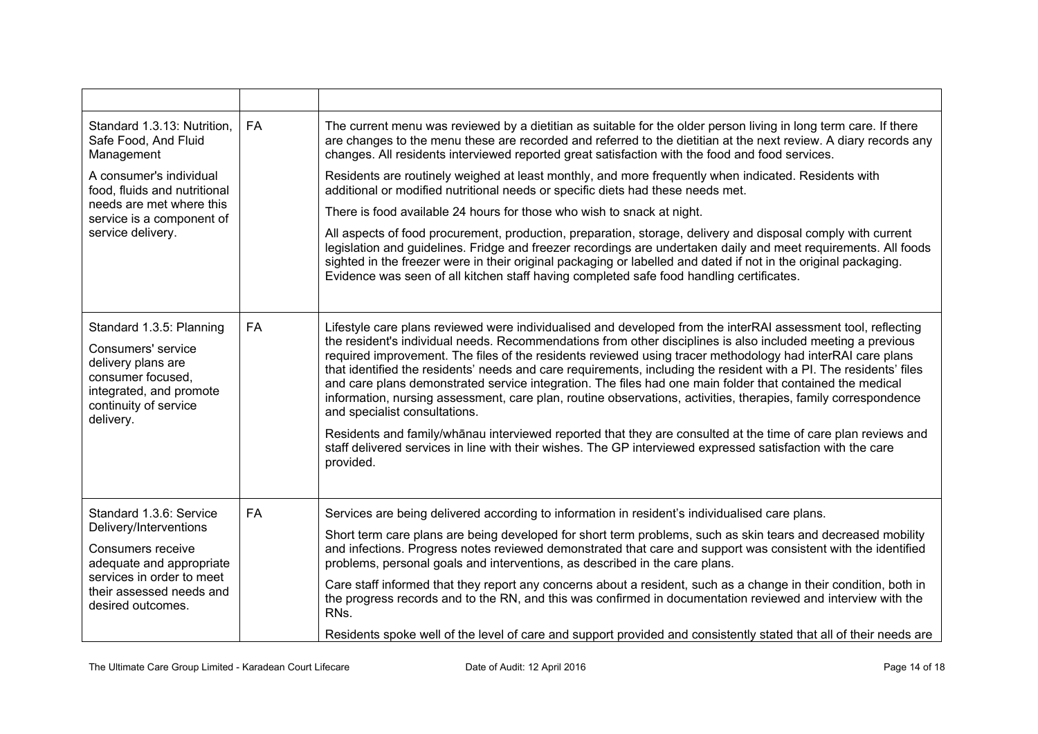| | | |
|---|---|---|
| Standard 1.3.13: Nutrition, Safe Food, And Fluid Management<br><br>A consumer's individual food, fluids and nutritional needs are met where this service is a component of service delivery. | FA | The current menu was reviewed by a dietitian as suitable for the older person living in long term care. If there are changes to the menu these are recorded and referred to the dietitian at the next review. A diary records any changes. All residents interviewed reported great satisfaction with the food and food services.<br><br>Residents are routinely weighed at least monthly, and more frequently when indicated. Residents with additional or modified nutritional needs or specific diets had these needs met.<br><br>There is food available 24 hours for those who wish to snack at night.<br><br>All aspects of food procurement, production, preparation, storage, delivery and disposal comply with current legislation and guidelines. Fridge and freezer recordings are undertaken daily and meet requirements. All foods sighted in the freezer were in their original packaging or labelled and dated if not in the original packaging. Evidence was seen of all kitchen staff having completed safe food handling certificates. |
| Standard 1.3.5: Planning<br><br>Consumers' service delivery plans are consumer focused, integrated, and promote continuity of service delivery. | FA | Lifestyle care plans reviewed were individualised and developed from the interRAI assessment tool, reflecting the resident's individual needs. Recommendations from other disciplines is also included meeting a previous required improvement. The files of the residents reviewed using tracer methodology had interRAI care plans that identified the residents' needs and care requirements, including the resident with a PI. The residents' files and care plans demonstrated service integration. The files had one main folder that contained the medical information, nursing assessment, care plan, routine observations, activities, therapies, family correspondence and specialist consultations.<br><br>Residents and family/whānau interviewed reported that they are consulted at the time of care plan reviews and staff delivered services in line with their wishes. The GP interviewed expressed satisfaction with the care provided. |
| Standard 1.3.6: Service Delivery/Interventions<br><br>Consumers receive adequate and appropriate services in order to meet their assessed needs and desired outcomes. | FA | Services are being delivered according to information in resident's individualised care plans.<br><br>Short term care plans are being developed for short term problems, such as skin tears and decreased mobility and infections. Progress notes reviewed demonstrated that care and support was consistent with the identified problems, personal goals and interventions, as described in the care plans.<br><br>Care staff informed that they report any concerns about a resident, such as a change in their condition, both in the progress records and to the RN, and this was confirmed in documentation reviewed and interview with the RNs.<br><br>Residents spoke well of the level of care and support provided and consistently stated that all of their needs are |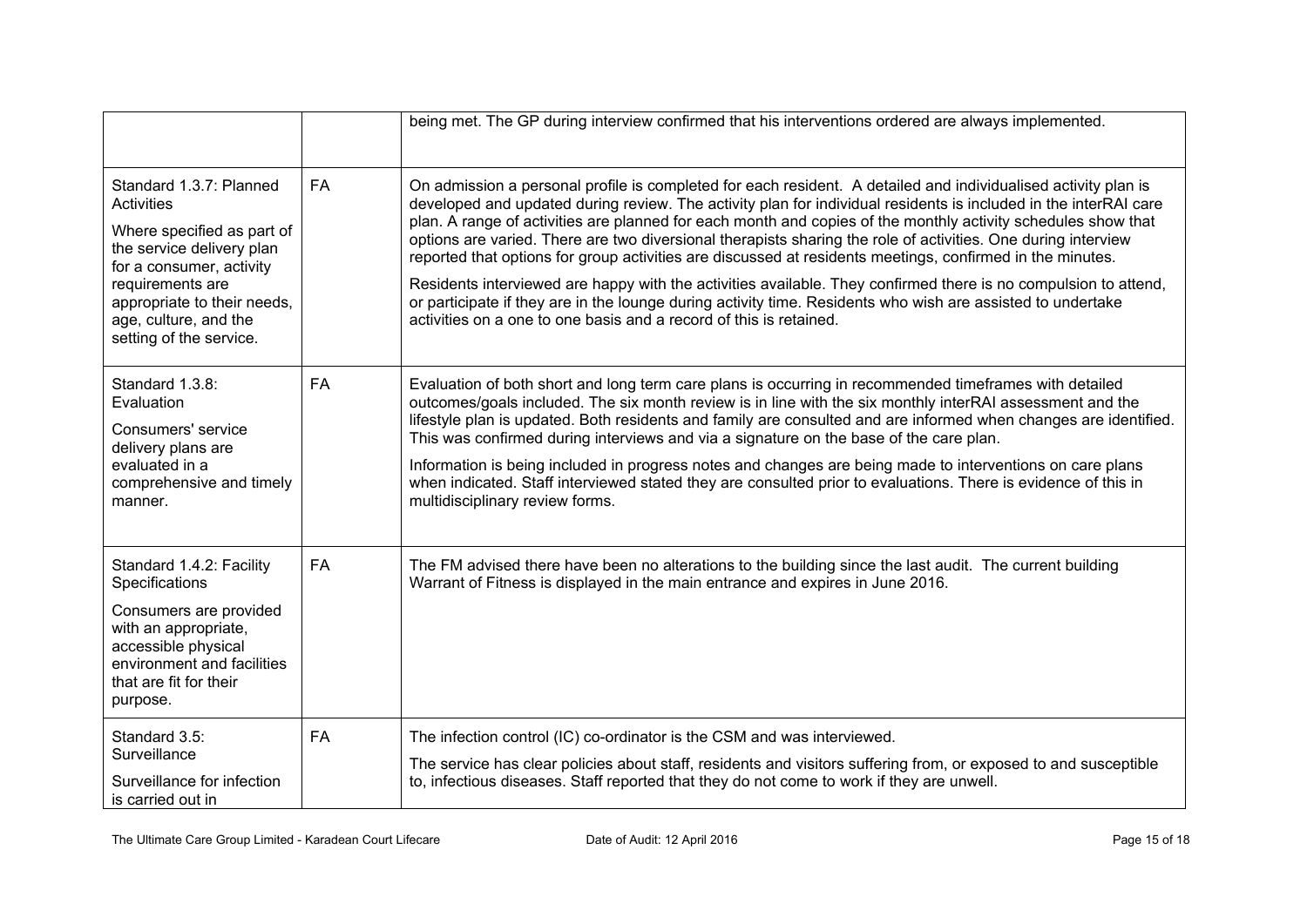| | | |
|---|---|---|
| | | being met. The GP during interview confirmed that his interventions ordered are always implemented. |
| Standard 1.3.7: Planned Activities<br><br>Where specified as part of the service delivery plan for a consumer, activity requirements are appropriate to their needs, age, culture, and the setting of the service. | FA | On admission a personal profile is completed for each resident. A detailed and individualised activity plan is developed and updated during review. The activity plan for individual residents is included in the interRAI care plan. A range of activities are planned for each month and copies of the monthly activity schedules show that options are varied. There are two diversional therapists sharing the role of activities. One during interview reported that options for group activities are discussed at residents meetings, confirmed in the minutes.<br><br>Residents interviewed are happy with the activities available. They confirmed there is no compulsion to attend, or participate if they are in the lounge during activity time. Residents who wish are assisted to undertake activities on a one to one basis and a record of this is retained. |
| Standard 1.3.8: Evaluation<br><br>Consumers' service delivery plans are evaluated in a comprehensive and timely manner. | FA | Evaluation of both short and long term care plans is occurring in recommended timeframes with detailed outcomes/goals included. The six month review is in line with the six monthly interRAI assessment and the lifestyle plan is updated. Both residents and family are consulted and are informed when changes are identified. This was confirmed during interviews and via a signature on the base of the care plan.<br><br>Information is being included in progress notes and changes are being made to interventions on care plans when indicated. Staff interviewed stated they are consulted prior to evaluations. There is evidence of this in multidisciplinary review forms. |
| Standard 1.4.2: Facility Specifications<br><br>Consumers are provided with an appropriate, accessible physical environment and facilities that are fit for their purpose. | FA | The FM advised there have been no alterations to the building since the last audit. The current building Warrant of Fitness is displayed in the main entrance and expires in June 2016. |
| Standard 3.5: Surveillance<br><br>Surveillance for infection is carried out in | FA | The infection control (IC) co-ordinator is the CSM and was interviewed.<br><br>The service has clear policies about staff, residents and visitors suffering from, or exposed to and susceptible to, infectious diseases. Staff reported that they do not come to work if they are unwell. |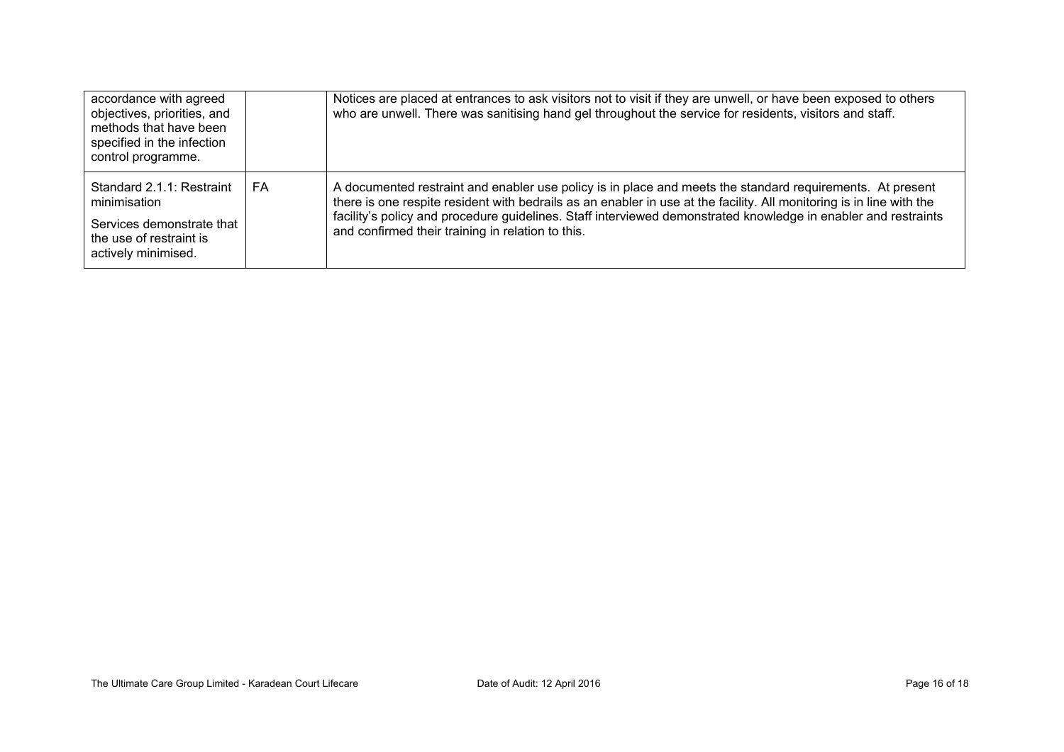| | | |
|---|---|---|
| accordance with agreed objectives, priorities, and methods that have been specified in the infection control programme. | | Notices are placed at entrances to ask visitors not to visit if they are unwell, or have been exposed to others who are unwell. There was sanitising hand gel throughout the service for residents, visitors and staff. |
| Standard 2.1.1: Restraint minimisation<br><br>Services demonstrate that the use of restraint is actively minimised. | FA | A documented restraint and enabler use policy is in place and meets the standard requirements. At present there is one respite resident with bedrails as an enabler in use at the facility. All monitoring is in line with the facility's policy and procedure guidelines. Staff interviewed demonstrated knowledge in enabler and restraints and confirmed their training in relation to this. |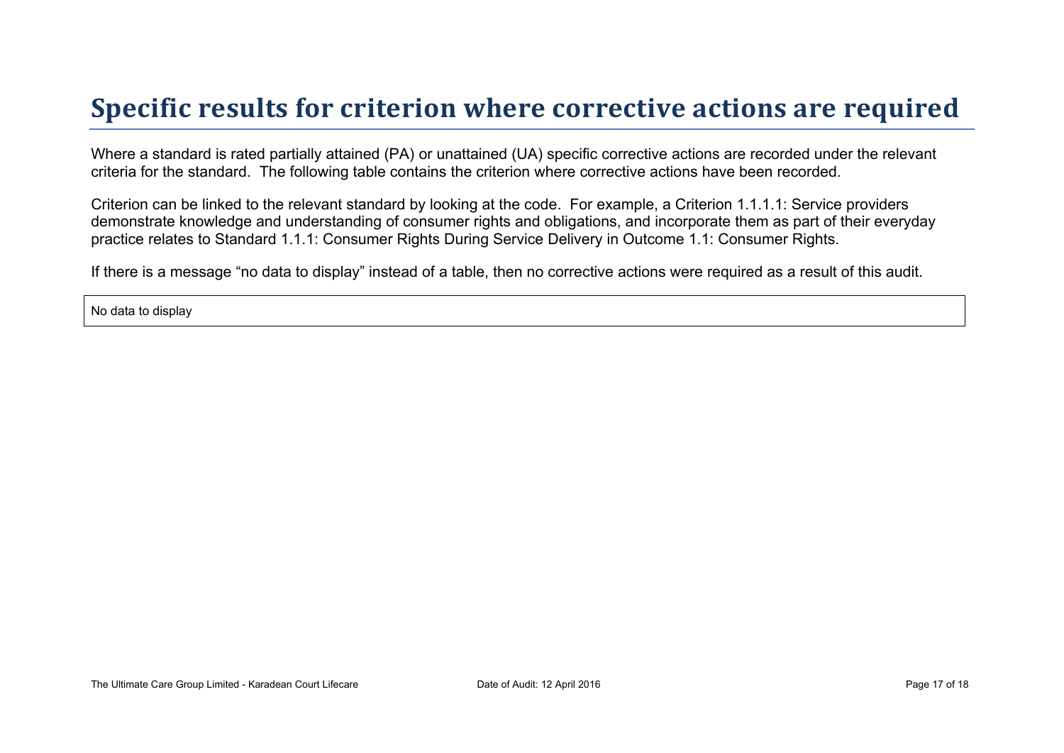# Specific results for criterion where corrective actions are required

Where a standard is rated partially attained (PA) or unattained (UA) specific corrective actions are recorded under the relevant criteria for the standard. The following table contains the criterion where corrective actions have been recorded.

Criterion can be linked to the relevant standard by looking at the code. For example, a Criterion 1.1.1.1: Service providers demonstrate knowledge and understanding of consumer rights and obligations, and incorporate them as part of their everyday practice relates to Standard 1.1.1: Consumer Rights During Service Delivery in Outcome 1.1: Consumer Rights.

If there is a message “no data to display” instead of a table, then no corrective actions were required as a result of this audit.

| No data to display |
| --- |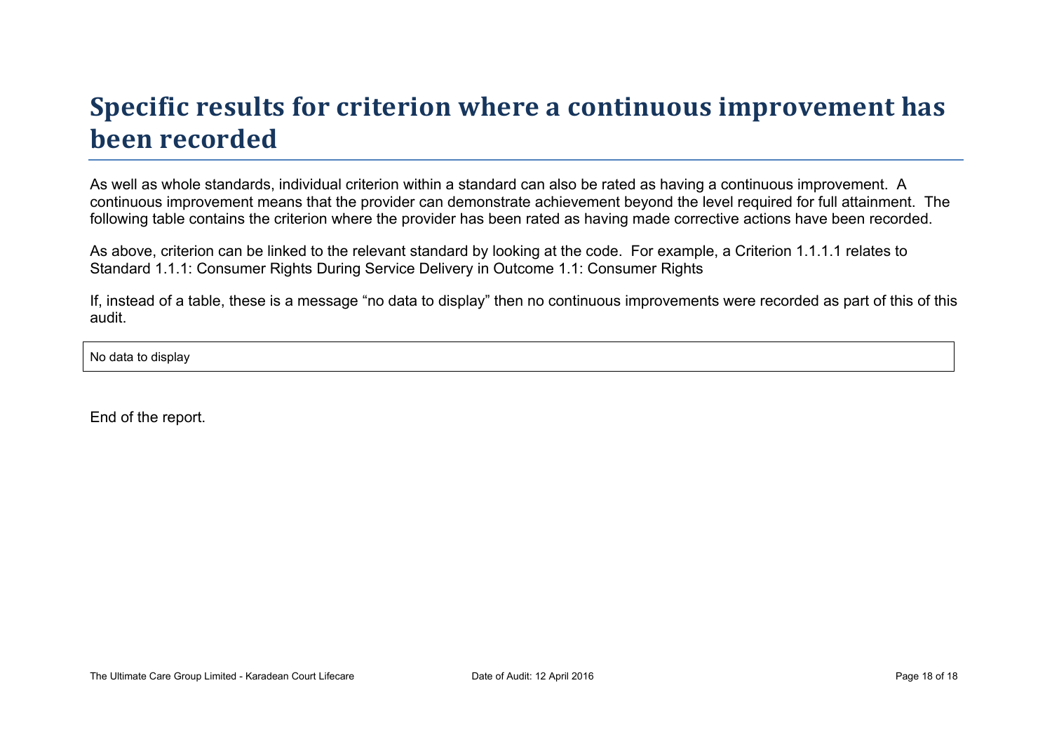# Specific results for criterion where a continuous improvement has been recorded

As well as whole standards, individual criterion within a standard can also be rated as having a continuous improvement. A continuous improvement means that the provider can demonstrate achievement beyond the level required for full attainment. The following table contains the criterion where the provider has been rated as having made corrective actions have been recorded.

As above, criterion can be linked to the relevant standard by looking at the code. For example, a Criterion 1.1.1.1 relates to Standard 1.1.1: Consumer Rights During Service Delivery in Outcome 1.1: Consumer Rights

If, instead of a table, these is a message "no data to display" then no continuous improvements were recorded as part of this of this audit.

| |
|---|
| No data to display |

End of the report.